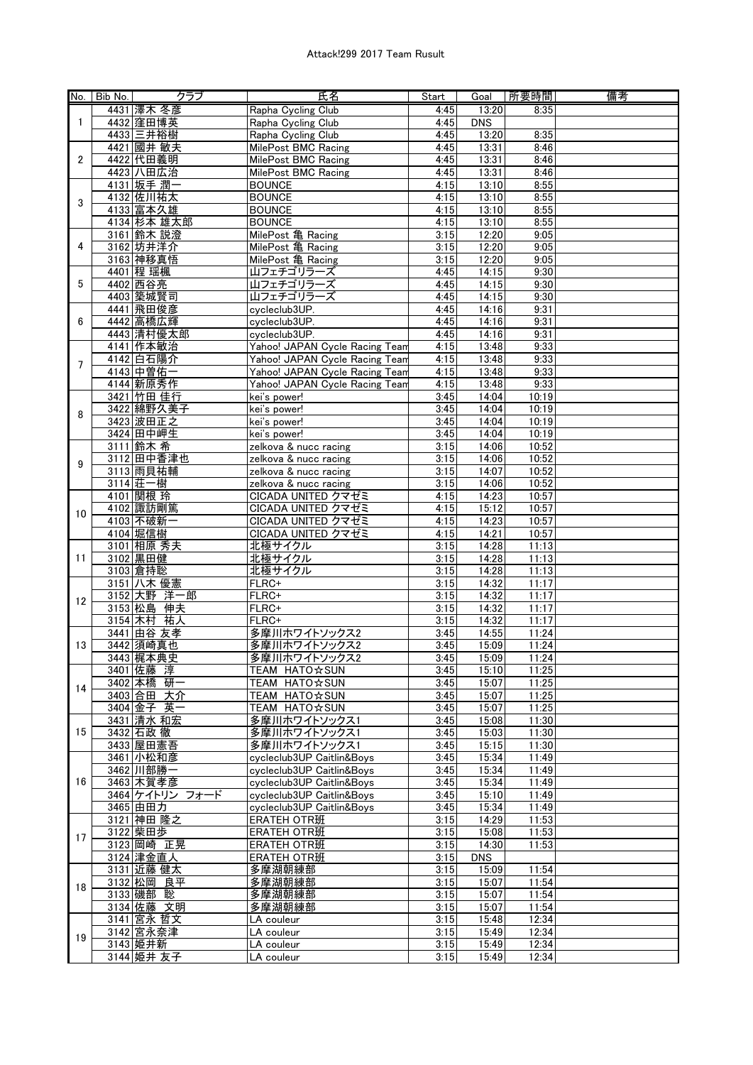Attack!299 2017 Team Rusult

| No. | Bib No. | クラブ | 氏名 | Start | Goal | 所要時間 | 備考 |
|---|---|---|---|---|---|---|---|
| 1 | 4431 | 澤木 冬彦 | Rapha Cycling Club | 4:45 | 13:20 | 8:35 | |
| | 4432 | 窪田博英 | Rapha Cycling Club | 4:45 | DNS | | |
| | 4433 | 三井裕樹 | Rapha Cycling Club | 4:45 | 13:20 | 8:35 | |
| 2 | 4421 | 國井 敏夫 | MilePost BMC Racing | 4:45 | 13:31 | 8:46 | |
| | 4422 | 代田義明 | MilePost BMC Racing | 4:45 | 13:31 | 8:46 | |
| | 4423 | 八田広治 | MilePost BMC Racing | 4:45 | 13:31 | 8:46 | |
| 3 | 4131 | 坂手 潤一 | BOUNCE | 4:15 | 13:10 | 8:55 | |
| | 4132 | 佐川祐太 | BOUNCE | 4:15 | 13:10 | 8:55 | |
| | 4133 | 富本久雄 | BOUNCE | 4:15 | 13:10 | 8:55 | |
| | 4134 | 杉本 雄太郎 | BOUNCE | 4:15 | 13:10 | 8:55 | |
| 4 | 3161 | 鈴木 説澄 | MilePost 亀 Racing | 3:15 | 12:20 | 9:05 | |
| | 3162 | 坊井洋介 | MilePost 亀 Racing | 3:15 | 12:20 | 9:05 | |
| | 3163 | 神移真悟 | MilePost 亀 Racing | 3:15 | 12:20 | 9:05 | |
| 5 | 4401 | 程 瑶楓 | 山フェチゴリラーズ | 4:45 | 14:15 | 9:30 | |
| | 4402 | 西谷亮 | 山フェチゴリラーズ | 4:45 | 14:15 | 9:30 | |
| | 4403 | 築城賢司 | 山フェチゴリラーズ | 4:45 | 14:15 | 9:30 | |
| 6 | 4441 | 飛田俊彦 | cycleclub3UP. | 4:45 | 14:16 | 9:31 | |
| | 4442 | 高橋広輝 | cycleclub3UP. | 4:45 | 14:16 | 9:31 | |
| | 4443 | 清村優太郎 | cycleclub3UP. | 4:45 | 14:16 | 9:31 | |
| 7 | 4141 | 作本敏治 | Yahoo! JAPAN Cycle Racing Team | 4:15 | 13:48 | 9:33 | |
| | 4142 | 白石陽介 | Yahoo! JAPAN Cycle Racing Team | 4:15 | 13:48 | 9:33 | |
| | 4143 | 中曽佑一 | Yahoo! JAPAN Cycle Racing Team | 4:15 | 13:48 | 9:33 | |
| | 4144 | 新原秀作 | Yahoo! JAPAN Cycle Racing Team | 4:15 | 13:48 | 9:33 | |
| 8 | 3421 | 竹田 佳行 | kei's power! | 3:45 | 14:04 | 10:19 | |
| | 3422 | 綿野久美子 | kei's power! | 3:45 | 14:04 | 10:19 | |
| | 3423 | 波田正之 | kei's power! | 3:45 | 14:04 | 10:19 | |
| | 3424 | 田中岬生 | kei's power! | 3:45 | 14:04 | 10:19 | |
| 9 | 3111 | 鈴木 希 | zelkova & nucc racing | 3:15 | 14:06 | 10:52 | |
| | 3112 | 田中香津也 | zelkova & nucc racing | 3:15 | 14:06 | 10:52 | |
| | 3113 | 雨貝祐輔 | zelkova & nucc racing | 3:15 | 14:07 | 10:52 | |
| | 3114 | 荘一樹 | zelkova & nucc racing | 3:15 | 14:06 | 10:52 | |
| 10 | 4101 | 関根 玲 | CICADA UNITED クマゼミ | 4:15 | 14:23 | 10:57 | |
| | 4102 | 諏訪剛篤 | CICADA UNITED クマゼミ | 4:15 | 15:12 | 10:57 | |
| | 4103 | 不破新一 | CICADA UNITED クマゼミ | 4:15 | 14:23 | 10:57 | |
| | 4104 | 堀信樹 | CICADA UNITED クマゼミ | 4:15 | 14:21 | 10:57 | |
| 11 | 3101 | 相原 秀夫 | 北極サイクル | 3:15 | 14:28 | 11:13 | |
| | 3102 | 黒田健 | 北極サイクル | 3:15 | 14:28 | 11:13 | |
| | 3103 | 倉持聡 | 北極サイクル | 3:15 | 14:28 | 11:13 | |
| 12 | 3151 | 八木 優憲 | FLRC+ | 3:15 | 14:32 | 11:17 | |
| | 3152 | 大野 洋一郎 | FLRC+ | 3:15 | 14:32 | 11:17 | |
| | 3153 | 松島 伸夫 | FLRC+ | 3:15 | 14:32 | 11:17 | |
| | 3154 | 木村 祐人 | FLRC+ | 3:15 | 14:32 | 11:17 | |
| 13 | 3441 | 由谷 友孝 | 多摩川ホワイトソックス2 | 3:45 | 14:55 | 11:24 | |
| | 3442 | 須崎真也 | 多摩川ホワイトソックス2 | 3:45 | 15:09 | 11:24 | |
| | 3443 | 梶本典史 | 多摩川ホワイトソックス2 | 3:45 | 15:09 | 11:24 | |
| 14 | 3401 | 佐藤 淳 | TEAM HATO☆SUN | 3:45 | 15:10 | 11:25 | |
| | 3402 | 本橋 研一 | TEAM HATO☆SUN | 3:45 | 15:07 | 11:25 | |
| | 3403 | 合田 大介 | TEAM HATO☆SUN | 3:45 | 15:07 | 11:25 | |
| | 3404 | 金子 英一 | TEAM HATO☆SUN | 3:45 | 15:07 | 11:25 | |
| 15 | 3431 | 清水 和宏 | 多摩川ホワイトソックス1 | 3:45 | 15:08 | 11:30 | |
| | 3432 | 石政 徹 | 多摩川ホワイトソックス1 | 3:45 | 15:03 | 11:30 | |
| | 3433 | 屋田憲吾 | 多摩川ホワイトソックス1 | 3:45 | 15:15 | 11:30 | |
| 16 | 3461 | 小松和彦 | cycleclub3UP Caitlin&Boys | 3:45 | 15:34 | 11:49 | |
| | 3462 | 川部勝一 | cycleclub3UP Caitlin&Boys | 3:45 | 15:34 | 11:49 | |
| | 3463 | 木賀孝彦 | cycleclub3UP Caitlin&Boys | 3:45 | 15:34 | 11:49 | |
| | 3464 | ケイトリン フォード | cycleclub3UP Caitlin&Boys | 3:45 | 15:10 | 11:49 | |
| | 3465 | 由田力 | cycleclub3UP Caitlin&Boys | 3:45 | 15:34 | 11:49 | |
| 17 | 3121 | 神田 隆之 | ERATEH OTR班 | 3:15 | 14:29 | 11:53 | |
| | 3122 | 柴田歩 | ERATEH OTR班 | 3:15 | 15:08 | 11:53 | |
| | 3123 | 岡崎 正晃 | ERATEH OTR班 | 3:15 | 14:30 | 11:53 | |
| | 3124 | 津金直人 | ERATEH OTR班 | 3:15 | DNS | | |
| 18 | 3131 | 近藤 健太 | 多摩湖朝練部 | 3:15 | 15:09 | 11:54 | |
| | 3132 | 松岡 良平 | 多摩湖朝練部 | 3:15 | 15:07 | 11:54 | |
| | 3133 | 磯部 聡 | 多摩湖朝練部 | 3:15 | 15:07 | 11:54 | |
| | 3134 | 佐藤 文明 | 多摩湖朝練部 | 3:15 | 15:07 | 11:54 | |
| 19 | 3141 | 宮永 哲文 | LA couleur | 3:15 | 15:48 | 12:34 | |
| | 3142 | 宮永奈津 | LA couleur | 3:15 | 15:49 | 12:34 | |
| | 3143 | 姫井新 | LA couleur | 3:15 | 15:49 | 12:34 | |
| | 3144 | 姫井 友子 | LA couleur | 3:15 | 15:49 | 12:34 | |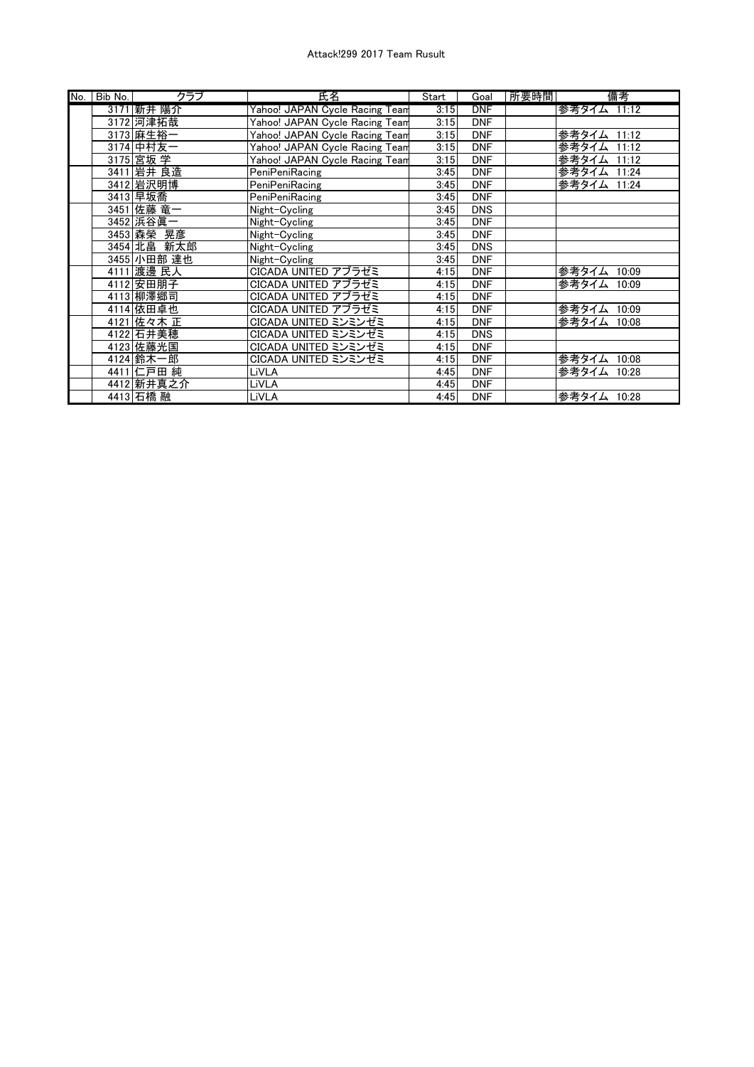Attack!299 2017 Team Rusult

| No. | Bib No. | クラブ | 氏名 | Start | Goal | 所要時間 | 備考 |
|---|---|---|---|---|---|---|---|
| | 3171 | 新井 陽介 | Yahoo! JAPAN Cycle Racing Team | 3:15 | DNF | | 参考タイム 11:12 |
| | 3172 | 河津拓哉 | Yahoo! JAPAN Cycle Racing Team | 3:15 | DNF | | |
| | 3173 | 麻生裕一 | Yahoo! JAPAN Cycle Racing Team | 3:15 | DNF | | 参考タイム 11:12 |
| | 3174 | 中村友一 | Yahoo! JAPAN Cycle Racing Team | 3:15 | DNF | | 参考タイム 11:12 |
| | 3175 | 宮坂 学 | Yahoo! JAPAN Cycle Racing Team | 3:15 | DNF | | 参考タイム 11:12 |
| | 3411 | 岩井 良造 | PeniPeniRacing | 3:45 | DNF | | 参考タイム 11:24 |
| | 3412 | 岩沢明博 | PeniPeniRacing | 3:45 | DNF | | 参考タイム 11:24 |
| | 3413 | 早坂喬 | PeniPeniRacing | 3:45 | DNF | | |
| | 3451 | 佐藤 竜一 | Night-Cycling | 3:45 | DNS | | |
| | 3452 | 浜谷眞一 | Night-Cycling | 3:45 | DNF | | |
| | 3453 | 森榮　晃彦 | Night-Cycling | 3:45 | DNF | | |
| | 3454 | 北畠　新太郎 | Night-Cycling | 3:45 | DNS | | |
| | 3455 | 小田部 達也 | Night-Cycling | 3:45 | DNF | | |
| | 4111 | 渡邊 民人 | CICADA UNITED アブラゼミ | 4:15 | DNF | | 参考タイム 10:09 |
| | 4112 | 安田朋子 | CICADA UNITED アブラゼミ | 4:15 | DNF | | 参考タイム 10:09 |
| | 4113 | 柳澤郷司 | CICADA UNITED アブラゼミ | 4:15 | DNF | | |
| | 4114 | 依田卓也 | CICADA UNITED アブラゼミ | 4:15 | DNF | | 参考タイム 10:09 |
| | 4121 | 佐々木 正 | CICADA UNITED ミンミンゼミ | 4:15 | DNF | | 参考タイム 10:08 |
| | 4122 | 石井美穂 | CICADA UNITED ミンミンゼミ | 4:15 | DNS | | |
| | 4123 | 佐藤光国 | CICADA UNITED ミンミンゼミ | 4:15 | DNF | | |
| | 4124 | 鈴木一郎 | CICADA UNITED ミンミンゼミ | 4:15 | DNF | | 参考タイム 10:08 |
| | 4411 | 仁戸田 純 | LiVLA | 4:45 | DNF | | 参考タイム 10:28 |
| | 4412 | 新井真之介 | LiVLA | 4:45 | DNF | | |
| | 4413 | 石橋 融 | LiVLA | 4:45 | DNF | | 参考タイム 10:28 |